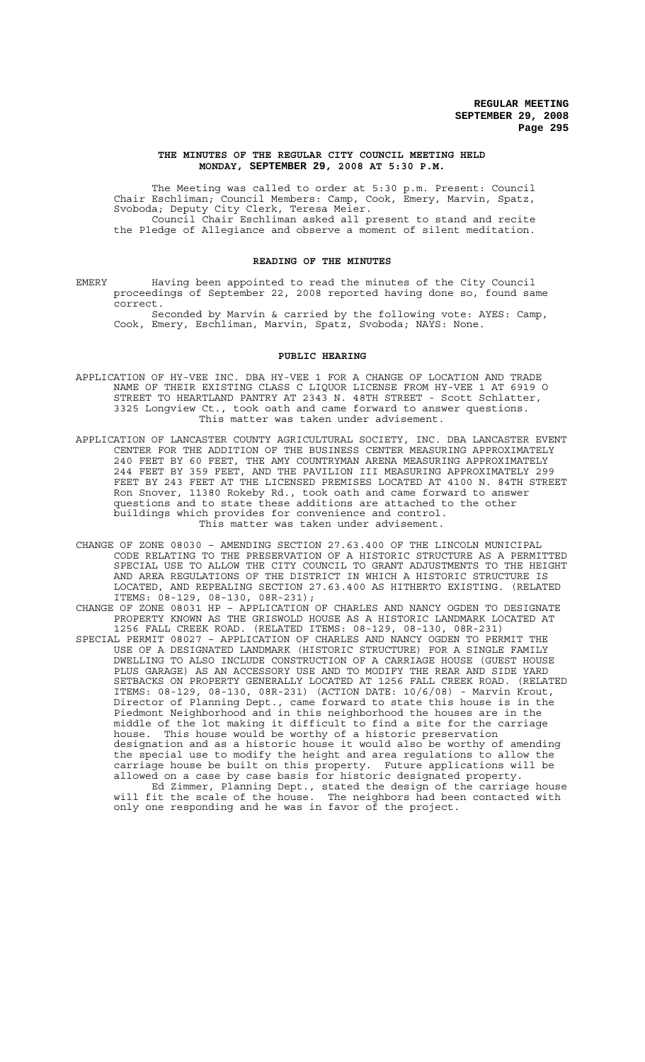**THE MINUTES OF THE REGULAR CITY COUNCIL MEETING HELD MONDAY, SEPTEMBER 29, 2008 AT 5:30 P.M.**

The Meeting was called to order at 5:30 p.m. Present: Council Chair Eschliman; Council Members: Camp, Cook, Emery, Marvin, Spatz, Svoboda; Deputy City Clerk, Teresa Meier.

Council Chair Eschliman asked all present to stand and recite the Pledge of Allegiance and observe a moment of silent meditation.

**READING OF THE MINUTES**

EMERY Having been appointed to read the minutes of the City Council proceedings of September 22, 2008 reported having done so, found same correct.

Seconded by Marvin & carried by the following vote: AYES: Camp, Cook, Emery, Eschliman, Marvin, Spatz, Svoboda; NAYS: None.

**PUBLIC HEARING**

APPLICATION OF HY-VEE INC. DBA HY-VEE 1 FOR A CHANGE OF LOCATION AND TRADE NAME OF THEIR EXISTING CLASS C LIQUOR LICENSE FROM HY-VEE 1 AT 6919 O STREET TO HEARTLAND PANTRY AT 2343 N. 48TH STREET - Scott Schlatter, 3325 Longview Ct., took oath and came forward to answer questions. This matter was taken under advisement.

APPLICATION OF LANCASTER COUNTY AGRICULTURAL SOCIETY, INC. DBA LANCASTER EVENT CENTER FOR THE ADDITION OF THE BUSINESS CENTER MEASURING APPROXIMATELY 240 FEET BY 60 FEET, THE AMY COUNTRYMAN ARENA MEASURING APPROXIMATELY 244 FEET BY 359 FEET, AND THE PAVILION III MEASURING APPROXIMATELY 299 FEET BY 243 FEET AT THE LICENSED PREMISES LOCATED AT 4100 N. 84TH STREET Ron Snover, 11380 Rokeby Rd., took oath and came forward to answer questions and to state these additions are attached to the other buildings which provides for convenience and control. This matter was taken under advisement.

CHANGE OF ZONE 08030 – AMENDING SECTION 27.63.400 OF THE LINCOLN MUNICIPAL CODE RELATING TO THE PRESERVATION OF A HISTORIC STRUCTURE AS A PERMITTED SPECIAL USE TO ALLOW THE CITY COUNCIL TO GRANT ADJUSTMENTS TO THE HEIGHT AND AREA REGULATIONS OF THE DISTRICT IN WHICH A HISTORIC STRUCTURE IS LOCATED, AND REPEALING SECTION 27.63.400 AS HITHERTO EXISTING. (RELATED ITEMS: 08-129, 08-130, 08R-231);

CHANGE OF ZONE 08031 HP – APPLICATION OF CHARLES AND NANCY OGDEN TO DESIGNATE PROPERTY KNOWN AS THE GRISWOLD HOUSE AS A HISTORIC LANDMARK LOCATED AT 1256 FALL CREEK ROAD. (RELATED ITEMS: 08-129, 08-130, 08R-231)

SPECIAL PERMIT 08027 – APPLICATION OF CHARLES AND NANCY OGDEN TO PERMIT THE USE OF A DESIGNATED LANDMARK (HISTORIC STRUCTURE) FOR A SINGLE FAMILY DWELLING TO ALSO INCLUDE CONSTRUCTION OF A CARRIAGE HOUSE (GUEST HOUSE PLUS GARAGE) AS AN ACCESSORY USE AND TO MODIFY THE REAR AND SIDE YARD SETBACKS ON PROPERTY GENERALLY LOCATED AT 1256 FALL CREEK ROAD. (RELATED ITEMS: 08-129, 08-130, 08R-231) (ACTION DATE: 10/6/08) - Marvin Krout, Director of Planning Dept., came forward to state this house is in the Piedmont Neighborhood and in this neighborhood the houses are in the middle of the lot making it difficult to find a site for the carriage house. This house would be worthy of a historic preservation designation and as a historic house it would also be worthy of amending the special use to modify the height and area regulations to allow the carriage house be built on this property. Future applications will be allowed on a case by case basis for historic designated property.

Ed Zimmer, Planning Dept., stated the design of the carriage house will fit the scale of the house. The neighbors had been contacted with only one responding and he was in favor of the project.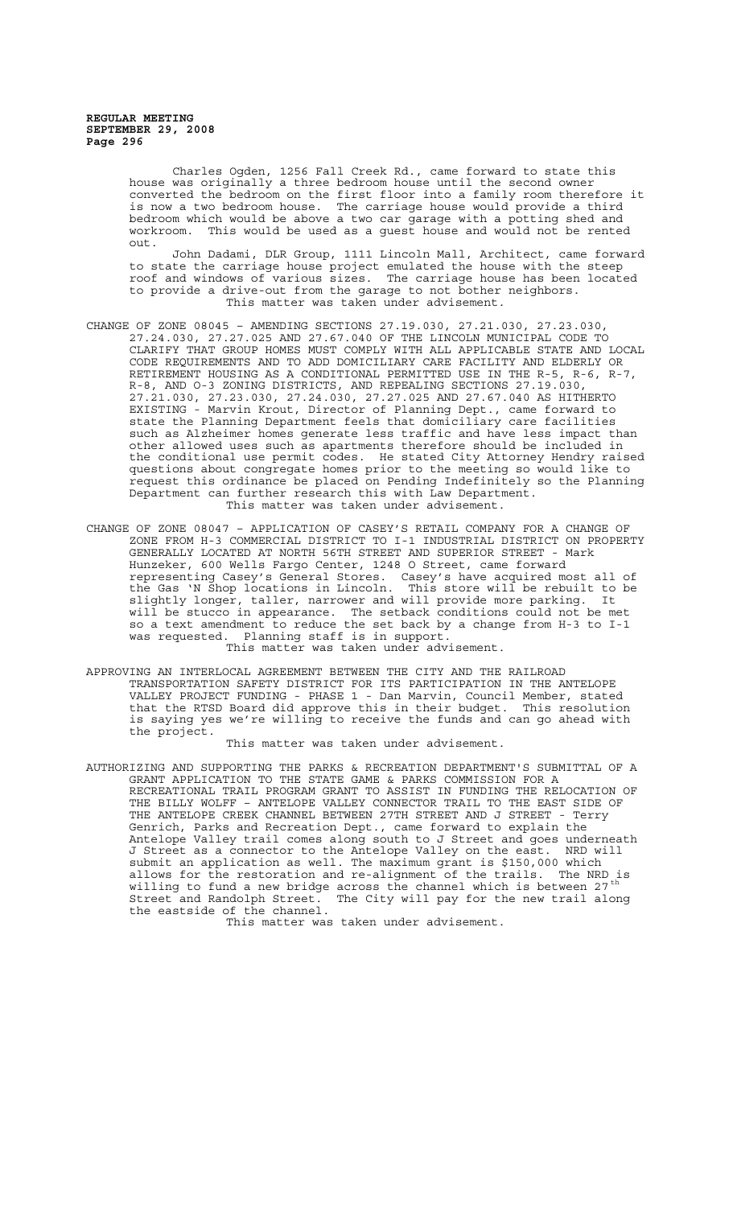Charles Ogden, 1256 Fall Creek Rd., came forward to state this house was originally a three bedroom house until the second owner converted the bedroom on the first floor into a family room therefore it is now a two bedroom house. The carriage house would provide a third bedroom which would be above a two car garage with a potting shed and workroom. This would be used as a guest house and would not be rented out.

John Dadami, DLR Group, 1111 Lincoln Mall, Architect, came forward to state the carriage house project emulated the house with the steep roof and windows of various sizes. The carriage house has been located to provide a drive-out from the garage to not bother neighbors.

This matter was taken under advisement.

CHANGE OF ZONE 08045 – AMENDING SECTIONS 27.19.030, 27.21.030, 27.23.030, 27.24.030, 27.27.025 AND 27.67.040 OF THE LINCOLN MUNICIPAL CODE TO CLARIFY THAT GROUP HOMES MUST COMPLY WITH ALL APPLICABLE STATE AND LOCAL CODE REQUIREMENTS AND TO ADD DOMICILIARY CARE FACILITY AND ELDERLY OR RETIREMENT HOUSING AS A CONDITIONAL PERMITTED USE IN THE R-5, R-6, R-7, R-8, AND O-3 ZONING DISTRICTS, AND REPEALING SECTIONS 27.19.030, 27.21.030, 27.23.030, 27.24.030, 27.27.025 AND 27.67.040 AS HITHERTO EXISTING - Marvin Krout, Director of Planning Dept., came forward to state the Planning Department feels that domiciliary care facilities such as Alzheimer homes generate less traffic and have less impact than other allowed uses such as apartments therefore should be included in the conditional use permit codes. He stated City Attorney Hendry raised questions about congregate homes prior to the meeting so would like to request this ordinance be placed on Pending Indefinitely so the Planning Department can further research this with Law Department.

This matter was taken under advisement.

CHANGE OF ZONE 08047 – APPLICATION OF CASEY'S RETAIL COMPANY FOR A CHANGE OF ZONE FROM H-3 COMMERCIAL DISTRICT TO I-1 INDUSTRIAL DISTRICT ON PROPERTY GENERALLY LOCATED AT NORTH 56TH STREET AND SUPERIOR STREET - Mark Hunzeker, 600 Wells Fargo Center, 1248 O Street, came forward representing Casey's General Stores. Casey's have acquired most all of the Gas 'N Shop locations in Lincoln. This store will be rebuilt to be slightly longer, taller, narrower and will provide more parking. It will be stucco in appearance. The setback conditions could not be met so a text amendment to reduce the set back by a change from H-3 to I-1 was requested. Planning staff is in support.

This matter was taken under advisement.

APPROVING AN INTERLOCAL AGREEMENT BETWEEN THE CITY AND THE RAILROAD TRANSPORTATION SAFETY DISTRICT FOR ITS PARTICIPATION IN THE ANTELOPE VALLEY PROJECT FUNDING - PHASE 1 - Dan Marvin, Council Member, stated that the RTSD Board did approve this in their budget. This resolution is saying yes we're willing to receive the funds and can go ahead with the project.

This matter was taken under advisement.

AUTHORIZING AND SUPPORTING THE PARKS & RECREATION DEPARTMENT'S SUBMITTAL OF A GRANT APPLICATION TO THE STATE GAME & PARKS COMMISSION FOR A RECREATIONAL TRAIL PROGRAM GRANT TO ASSIST IN FUNDING THE RELOCATION OF THE BILLY WOLFF – ANTELOPE VALLEY CONNECTOR TRAIL TO THE EAST SIDE OF THE ANTELOPE CREEK CHANNEL BETWEEN 27TH STREET AND J STREET - Terry Genrich, Parks and Recreation Dept., came forward to explain the Antelope Valley trail comes along south to J Street and goes underneath J Street as a connector to the Antelope Valley on the east. NRD will submit an application as well. The maximum grant is $150,000 which allows for the restoration and re-alignment of the trails. The NRD is willing to fund a new bridge across the channel which is between 27th Street and Randolph Street. The City will pay for the new trail along the eastside of the channel.

This matter was taken under advisement.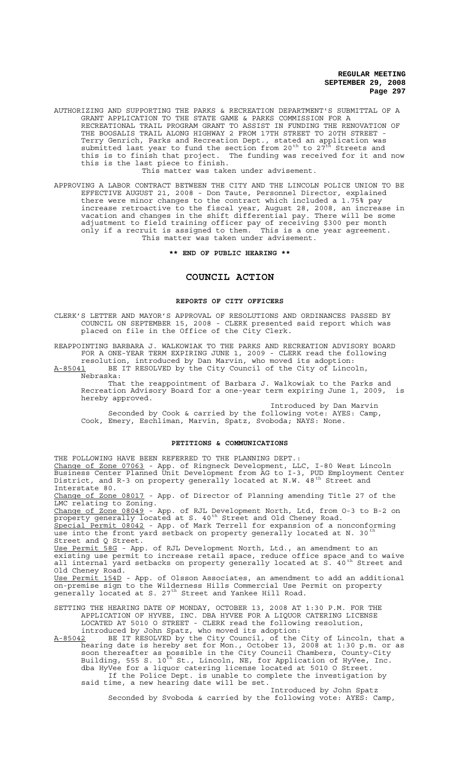AUTHORIZING AND SUPPORTING THE PARKS & RECREATION DEPARTMENT'S SUBMITTAL OF A GRANT APPLICATION TO THE STATE GAME & PARKS COMMISSION FOR A RECREATIONAL TRAIL PROGRAM GRANT TO ASSIST IN FUNDING THE RENOVATION OF THE BOOSALIS TRAIL ALONG HIGHWAY 2 FROM 17TH STREET TO 20TH STREET - Terry Genrich, Parks and Recreation Dept., stated an application was submitted last year to fund the section from 20th to 27th Streets and this is to finish that project. The funding was received for it and now this is the last piece to finish.

This matter was taken under advisement.

APPROVING A LABOR CONTRACT BETWEEN THE CITY AND THE LINCOLN POLICE UNION TO BE EFFECTIVE AUGUST 21, 2008 - Don Taute, Personnel Director, explained there were minor changes to the contract which included a 1.75% pay increase retroactive to the fiscal year, August 28, 2008, an increase in vacation and changes in the shift differential pay. There will be some adjustment to field training officer pay of receiving $300 per month only if a recruit is assigned to them. This is a one year agreement.

This matter was taken under advisement.

**\*\* END OF PUBLIC HEARING \*\***

# COUNCIL ACTION

## REPORTS OF CITY OFFICERS

CLERK'S LETTER AND MAYOR'S APPROVAL OF RESOLUTIONS AND ORDINANCES PASSED BY COUNCIL ON SEPTEMBER 15, 2008 - CLERK presented said report which was placed on file in the Office of the City Clerk.

REAPPOINTING BARBARA J. WALKOWIAK TO THE PARKS AND RECREATION ADVISORY BOARD FOR A ONE-YEAR TERM EXPIRING JUNE 1, 2009 - CLERK read the following resolution, introduced by Dan Marvin, who moved its adoption:

A-85041 BE IT RESOLVED by the City Council of the City of Lincoln, Nebraska:

That the reappointment of Barbara J. Walkowiak to the Parks and Recreation Advisory Board for a one-year term expiring June 1, 2009, is hereby approved.

Introduced by Dan Marvin

Seconded by Cook & carried by the following vote: AYES: Camp, Cook, Emery, Eschliman, Marvin, Spatz, Svoboda; NAYS: None.

## PETITIONS & COMMUNICATIONS

THE FOLLOWING HAVE BEEN REFERRED TO THE PLANNING DEPT.:

Change of Zone 07063 - App. of Ringneck Development, LLC, I-80 West Lincoln Business Center Planned Unit Development from AG to I-3, PUD Employment Center District, and R-3 on property generally located at N.W. 48th Street and Interstate 80.

Change of Zone 08017 - App. of Director of Planning amending Title 27 of the LMC relating to Zoning.

Change of Zone 08049 - App. of RJL Development North, Ltd, from O-3 to B-2 on property generally located at S. 40th Street and Old Cheney Road.

Special Permit 08042 - App. of Mark Terrell for expansion of a nonconforming use into the front yard setback on property generally located at N. 30th Street and Q Street.

Use Permit 58G - App. of RJL Development North, Ltd., an amendment to an existing use permit to increase retail space, reduce office space and to waive all internal yard setbacks on property generally located at S. 40th Street and Old Cheney Road.

Use Permit 154D - App. of Olsson Associates, an amendment to add an additional on-premise sign to the Wilderness Hills Commercial Use Permit on property generally located at S. 27th Street and Yankee Hill Road.

SETTING THE HEARING DATE OF MONDAY, OCTOBER 13, 2008 AT 1:30 P.M. FOR THE APPLICATION OF HYVEE, INC. DBA HYVEE FOR A LIQUOR CATERING LICENSE LOCATED AT 5010 O STREET - CLERK read the following resolution, introduced by John Spatz, who moved its adoption:

A-85042 BE IT RESOLVED by the City Council, of the City of Lincoln, that a hearing date is hereby set for Mon., October 13, 2008 at 1:30 p.m. or as soon thereafter as possible in the City Council Chambers, County-City Building, 555 S. 10th St., Lincoln, NE, for Application of HyVee, Inc. dba HyVee for a liquor catering license located at 5010 O Street.

If the Police Dept. is unable to complete the investigation by said time, a new hearing date will be set.

Introduced by John Spatz

Seconded by Svoboda & carried by the following vote: AYES: Camp,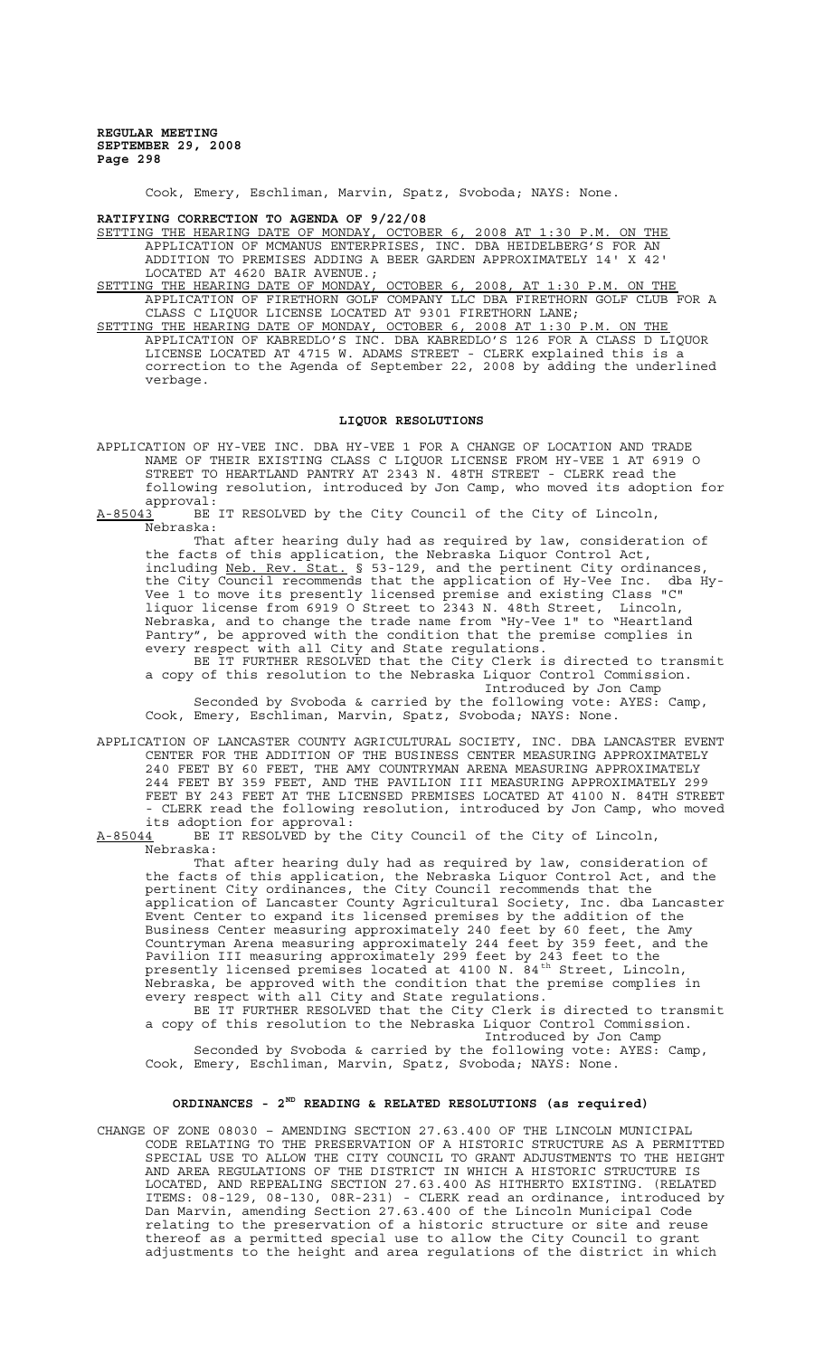Cook, Emery, Eschliman, Marvin, Spatz, Svoboda; NAYS: None.

**RATIFYING CORRECTION TO AGENDA OF 9/22/08**

SETTING THE HEARING DATE OF MONDAY, OCTOBER 6, 2008 AT 1:30 P.M. ON THE APPLICATION OF MCMANUS ENTERPRISES, INC. DBA HEIDELBERG'S FOR AN ADDITION TO PREMISES ADDING A BEER GARDEN APPROXIMATELY 14' X 42' LOCATED AT 4620 BAIR AVENUE.;

SETTING THE HEARING DATE OF MONDAY, OCTOBER 6, 2008, AT 1:30 P.M. ON THE APPLICATION OF FIRETHORN GOLF COMPANY LLC DBA FIRETHORN GOLF CLUB FOR A CLASS C LIQUOR LICENSE LOCATED AT 9301 FIRETHORN LANE;

SETTING THE HEARING DATE OF MONDAY, OCTOBER 6, 2008 AT 1:30 P.M. ON THE APPLICATION OF KABREDLO'S INC. DBA KABREDLO'S 126 FOR A CLASS D LIQUOR LICENSE LOCATED AT 4715 W. ADAMS STREET - CLERK explained this is a correction to the Agenda of September 22, 2008 by adding the underlined verbage.

**LIQUOR RESOLUTIONS**

APPLICATION OF HY-VEE INC. DBA HY-VEE 1 FOR A CHANGE OF LOCATION AND TRADE NAME OF THEIR EXISTING CLASS C LIQUOR LICENSE FROM HY-VEE 1 AT 6919 O STREET TO HEARTLAND PANTRY AT 2343 N. 48TH STREET - CLERK read the following resolution, introduced by Jon Camp, who moved its adoption for approval:

A-85043 BE IT RESOLVED by the City Council of the City of Lincoln, Nebraska:

That after hearing duly had as required by law, consideration of the facts of this application, the Nebraska Liquor Control Act, including Neb. Rev. Stat. § 53-129, and the pertinent City ordinances, the City Council recommends that the application of Hy-Vee Inc. dba Hy-Vee 1 to move its presently licensed premise and existing Class "C" liquor license from 6919 O Street to 2343 N. 48th Street, Lincoln, Nebraska, and to change the trade name from "Hy-Vee 1" to "Heartland Pantry", be approved with the condition that the premise complies in every respect with all City and State regulations.

BE IT FURTHER RESOLVED that the City Clerk is directed to transmit a copy of this resolution to the Nebraska Liquor Control Commission.

Introduced by Jon Camp

Seconded by Svoboda & carried by the following vote: AYES: Camp, Cook, Emery, Eschliman, Marvin, Spatz, Svoboda; NAYS: None.

APPLICATION OF LANCASTER COUNTY AGRICULTURAL SOCIETY, INC. DBA LANCASTER EVENT CENTER FOR THE ADDITION OF THE BUSINESS CENTER MEASURING APPROXIMATELY 240 FEET BY 60 FEET, THE AMY COUNTRYMAN ARENA MEASURING APPROXIMATELY 244 FEET BY 359 FEET, AND THE PAVILION III MEASURING APPROXIMATELY 299 FEET BY 243 FEET AT THE LICENSED PREMISES LOCATED AT 4100 N. 84TH STREET - CLERK read the following resolution, introduced by Jon Camp, who moved its adoption for approval:

A-85044 BE IT RESOLVED by the City Council of the City of Lincoln, Nebraska:

That after hearing duly had as required by law, consideration of the facts of this application, the Nebraska Liquor Control Act, and the pertinent City ordinances, the City Council recommends that the application of Lancaster County Agricultural Society, Inc. dba Lancaster Event Center to expand its licensed premises by the addition of the Business Center measuring approximately 240 feet by 60 feet, the Amy Countryman Arena measuring approximately 244 feet by 359 feet, and the Pavilion III measuring approximately 299 feet by 243 feet to the presently licensed premises located at 4100 N. 84th Street, Lincoln, Nebraska, be approved with the condition that the premise complies in every respect with all City and State regulations.

BE IT FURTHER RESOLVED that the City Clerk is directed to transmit a copy of this resolution to the Nebraska Liquor Control Commission.

Introduced by Jon Camp

Seconded by Svoboda & carried by the following vote: AYES: Camp, Cook, Emery, Eschliman, Marvin, Spatz, Svoboda; NAYS: None.

**ORDINANCES - 2ND READING & RELATED RESOLUTIONS (as required)**

CHANGE OF ZONE 08030 – AMENDING SECTION 27.63.400 OF THE LINCOLN MUNICIPAL CODE RELATING TO THE PRESERVATION OF A HISTORIC STRUCTURE AS A PERMITTED SPECIAL USE TO ALLOW THE CITY COUNCIL TO GRANT ADJUSTMENTS TO THE HEIGHT AND AREA REGULATIONS OF THE DISTRICT IN WHICH A HISTORIC STRUCTURE IS LOCATED, AND REPEALING SECTION 27.63.400 AS HITHERTO EXISTING. (RELATED ITEMS: 08-129, 08-130, 08R-231) - CLERK read an ordinance, introduced by Dan Marvin, amending Section 27.63.400 of the Lincoln Municipal Code relating to the preservation of a historic structure or site and reuse thereof as a permitted special use to allow the City Council to grant adjustments to the height and area regulations of the district in which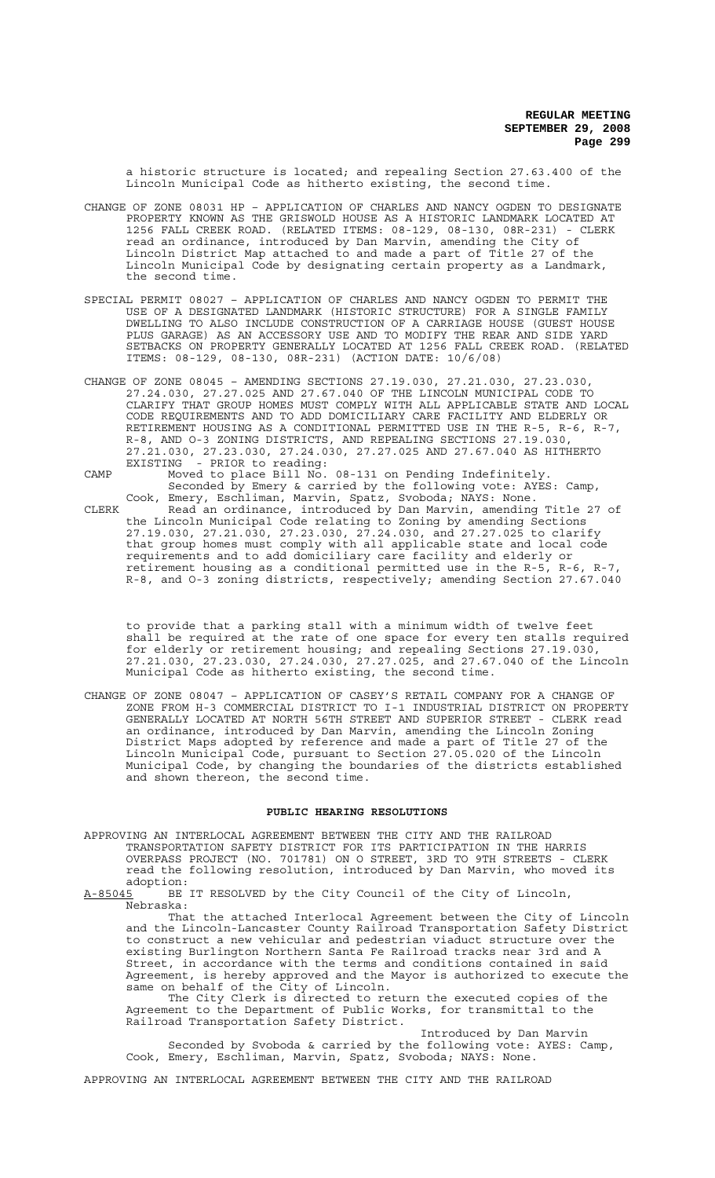a historic structure is located; and repealing Section 27.63.400 of the Lincoln Municipal Code as hitherto existing, the second time.

CHANGE OF ZONE 08031 HP – APPLICATION OF CHARLES AND NANCY OGDEN TO DESIGNATE PROPERTY KNOWN AS THE GRISWOLD HOUSE AS A HISTORIC LANDMARK LOCATED AT 1256 FALL CREEK ROAD. (RELATED ITEMS: 08-129, 08-130, 08R-231) - CLERK read an ordinance, introduced by Dan Marvin, amending the City of Lincoln District Map attached to and made a part of Title 27 of the Lincoln Municipal Code by designating certain property as a Landmark, the second time.

SPECIAL PERMIT 08027 – APPLICATION OF CHARLES AND NANCY OGDEN TO PERMIT THE USE OF A DESIGNATED LANDMARK (HISTORIC STRUCTURE) FOR A SINGLE FAMILY DWELLING TO ALSO INCLUDE CONSTRUCTION OF A CARRIAGE HOUSE (GUEST HOUSE PLUS GARAGE) AS AN ACCESSORY USE AND TO MODIFY THE REAR AND SIDE YARD SETBACKS ON PROPERTY GENERALLY LOCATED AT 1256 FALL CREEK ROAD. (RELATED ITEMS: 08-129, 08-130, 08R-231) (ACTION DATE: 10/6/08)

CHANGE OF ZONE 08045 – AMENDING SECTIONS 27.19.030, 27.21.030, 27.23.030, 27.24.030, 27.27.025 AND 27.67.040 OF THE LINCOLN MUNICIPAL CODE TO CLARIFY THAT GROUP HOMES MUST COMPLY WITH ALL APPLICABLE STATE AND LOCAL CODE REQUIREMENTS AND TO ADD DOMICILIARY CARE FACILITY AND ELDERLY OR RETIREMENT HOUSING AS A CONDITIONAL PERMITTED USE IN THE R-5, R-6, R-7, R-8, AND O-3 ZONING DISTRICTS, AND REPEALING SECTIONS 27.19.030, 27.21.030, 27.23.030, 27.24.030, 27.27.025 AND 27.67.040 AS HITHERTO EXISTING - PRIOR to reading:

CAMP Moved to place Bill No. 08-131 on Pending Indefinitely.
Seconded by Emery & carried by the following vote: AYES: Camp, Cook, Emery, Eschliman, Marvin, Spatz, Svoboda; NAYS: None.

CLERK Read an ordinance, introduced by Dan Marvin, amending Title 27 of the Lincoln Municipal Code relating to Zoning by amending Sections 27.19.030, 27.21.030, 27.23.030, 27.24.030, and 27.27.025 to clarify that group homes must comply with all applicable state and local code requirements and to add domiciliary care facility and elderly or retirement housing as a conditional permitted use in the R-5, R-6, R-7, R-8, and O-3 zoning districts, respectively; amending Section 27.67.040 to provide that a parking stall with a minimum width of twelve feet shall be required at the rate of one space for every ten stalls required for elderly or retirement housing; and repealing Sections 27.19.030, 27.21.030, 27.23.030, 27.24.030, 27.27.025, and 27.67.040 of the Lincoln Municipal Code as hitherto existing, the second time.

CHANGE OF ZONE 08047 – APPLICATION OF CASEY'S RETAIL COMPANY FOR A CHANGE OF ZONE FROM H-3 COMMERCIAL DISTRICT TO I-1 INDUSTRIAL DISTRICT ON PROPERTY GENERALLY LOCATED AT NORTH 56TH STREET AND SUPERIOR STREET - CLERK read an ordinance, introduced by Dan Marvin, amending the Lincoln Zoning District Maps adopted by reference and made a part of Title 27 of the Lincoln Municipal Code, pursuant to Section 27.05.020 of the Lincoln Municipal Code, by changing the boundaries of the districts established and shown thereon, the second time.

## PUBLIC HEARING RESOLUTIONS

APPROVING AN INTERLOCAL AGREEMENT BETWEEN THE CITY AND THE RAILROAD TRANSPORTATION SAFETY DISTRICT FOR ITS PARTICIPATION IN THE HARRIS OVERPASS PROJECT (NO. 701781) ON O STREET, 3RD TO 9TH STREETS - CLERK read the following resolution, introduced by Dan Marvin, who moved its adoption:

A-85045 BE IT RESOLVED by the City Council of the City of Lincoln, Nebraska:

That the attached Interlocal Agreement between the City of Lincoln and the Lincoln-Lancaster County Railroad Transportation Safety District to construct a new vehicular and pedestrian viaduct structure over the existing Burlington Northern Santa Fe Railroad tracks near 3rd and A Street, in accordance with the terms and conditions contained in said Agreement, is hereby approved and the Mayor is authorized to execute the same on behalf of the City of Lincoln.

The City Clerk is directed to return the executed copies of the Agreement to the Department of Public Works, for transmittal to the Railroad Transportation Safety District.

Introduced by Dan Marvin

Seconded by Svoboda & carried by the following vote: AYES: Camp, Cook, Emery, Eschliman, Marvin, Spatz, Svoboda; NAYS: None.

APPROVING AN INTERLOCAL AGREEMENT BETWEEN THE CITY AND THE RAILROAD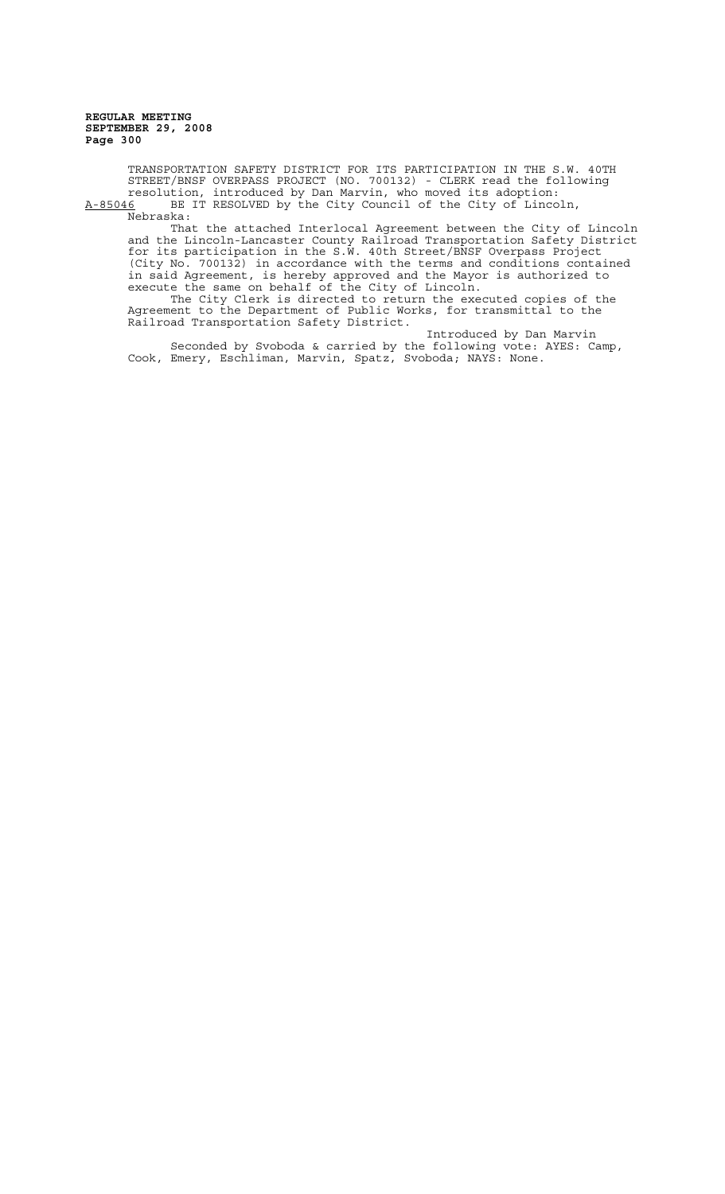TRANSPORTATION SAFETY DISTRICT FOR ITS PARTICIPATION IN THE S.W. 40TH STREET/BNSF OVERPASS PROJECT (NO. 700132) - CLERK read the following resolution, introduced by Dan Marvin, who moved its adoption:

A-85046 BE IT RESOLVED by the City Council of the City of Lincoln, Nebraska:

That the attached Interlocal Agreement between the City of Lincoln and the Lincoln-Lancaster County Railroad Transportation Safety District for its participation in the S.W. 40th Street/BNSF Overpass Project (City No. 700132) in accordance with the terms and conditions contained in said Agreement, is hereby approved and the Mayor is authorized to execute the same on behalf of the City of Lincoln.

The City Clerk is directed to return the executed copies of the Agreement to the Department of Public Works, for transmittal to the Railroad Transportation Safety District.

Introduced by Dan Marvin

Seconded by Svoboda & carried by the following vote: AYES: Camp, Cook, Emery, Eschliman, Marvin, Spatz, Svoboda; NAYS: None.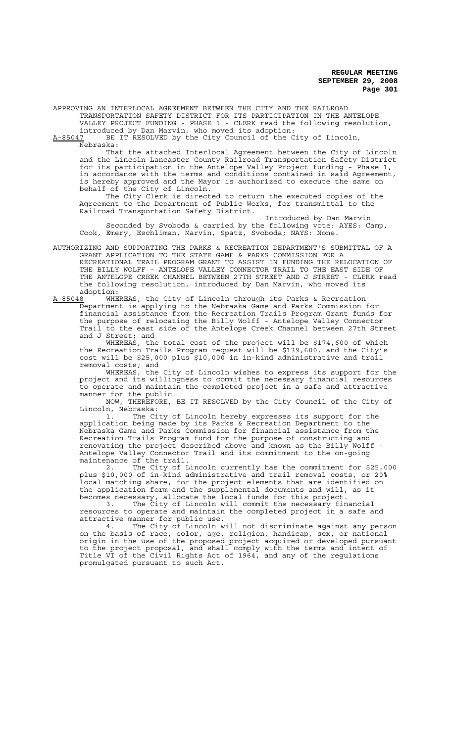APPROVING AN INTERLOCAL AGREEMENT BETWEEN THE CITY AND THE RAILROAD TRANSPORTATION SAFETY DISTRICT FOR ITS PARTICIPATION IN THE ANTELOPE VALLEY PROJECT FUNDING - PHASE 1 - CLERK read the following resolution, introduced by Dan Marvin, who moved its adoption:

A-85047 BE IT RESOLVED by the City Council of the City of Lincoln, Nebraska:

That the attached Interlocal Agreement between the City of Lincoln and the Lincoln-Lancaster County Railroad Transportation Safety District for its participation in the Antelope Valley Project funding - Phase 1, in accordance with the terms and conditions contained in said Agreement, is hereby approved and the Mayor is authorized to execute the same on behalf of the City of Lincoln.

The City Clerk is directed to return the executed copies of the Agreement to the Department of Public Works, for transmittal to the Railroad Transportation Safety District.

Introduced by Dan Marvin

Seconded by Svoboda & carried by the following vote: AYES: Camp, Cook, Emery, Eschliman, Marvin, Spatz, Svoboda; NAYS: None.

AUTHORIZING AND SUPPORTING THE PARKS & RECREATION DEPARTMENT'S SUBMITTAL OF A GRANT APPLICATION TO THE STATE GAME & PARKS COMMISSION FOR A RECREATIONAL TRAIL PROGRAM GRANT TO ASSIST IN FUNDING THE RELOCATION OF THE BILLY WOLFF – ANTELOPE VALLEY CONNECTOR TRAIL TO THE EAST SIDE OF THE ANTELOPE CREEK CHANNEL BETWEEN 27TH STREET AND J STREET - CLERK read the following resolution, introduced by Dan Marvin, who moved its adoption:

A-85048 WHEREAS, the City of Lincoln through its Parks & Recreation Department is applying to the Nebraska Game and Parks Commission for financial assistance from the Recreation Trails Program Grant funds for the purpose of relocating the Billy Wolff - Antelope Valley Connector Trail to the east side of the Antelope Creek Channel between 27th Street and J Street; and

WHEREAS, the total cost of the project will be $174,600 of which the Recreation Trails Program request will be $139,600, and the City's cost will be $25,000 plus $10,000 in in-kind administrative and trail removal costs; and

WHEREAS, the City of Lincoln wishes to express its support for the project and its willingness to commit the necessary financial resources to operate and maintain the completed project in a safe and attractive manner for the public.

NOW, THEREFORE, BE IT RESOLVED by the City Council of the City of Lincoln, Nebraska:

1. The City of Lincoln hereby expresses its support for the application being made by its Parks & Recreation Department to the Nebraska Game and Parks Commission for financial assistance from the Recreation Trails Program fund for the purpose of constructing and renovating the project described above and known as the Billy Wolff - Antelope Valley Connector Trail and its commitment to the on-going maintenance of the trail.

2. The City of Lincoln currently has the commitment for $25,000 plus $10,000 of in-kind administrative and trail removal costs, or 20% local matching share, for the project elements that are identified on the application form and the supplemental documents and will, as it becomes necessary, allocate the local funds for this project.

3. The City of Lincoln will commit the necessary financial resources to operate and maintain the completed project in a safe and attractive manner for public use.

4. The City of Lincoln will not discriminate against any person on the basis of race, color, age, religion, handicap, sex, or national origin in the use of the proposed project acquired or developed pursuant to the project proposal, and shall comply with the terms and intent of Title VI of the Civil Rights Act of 1964, and any of the regulations promulgated pursuant to such Act.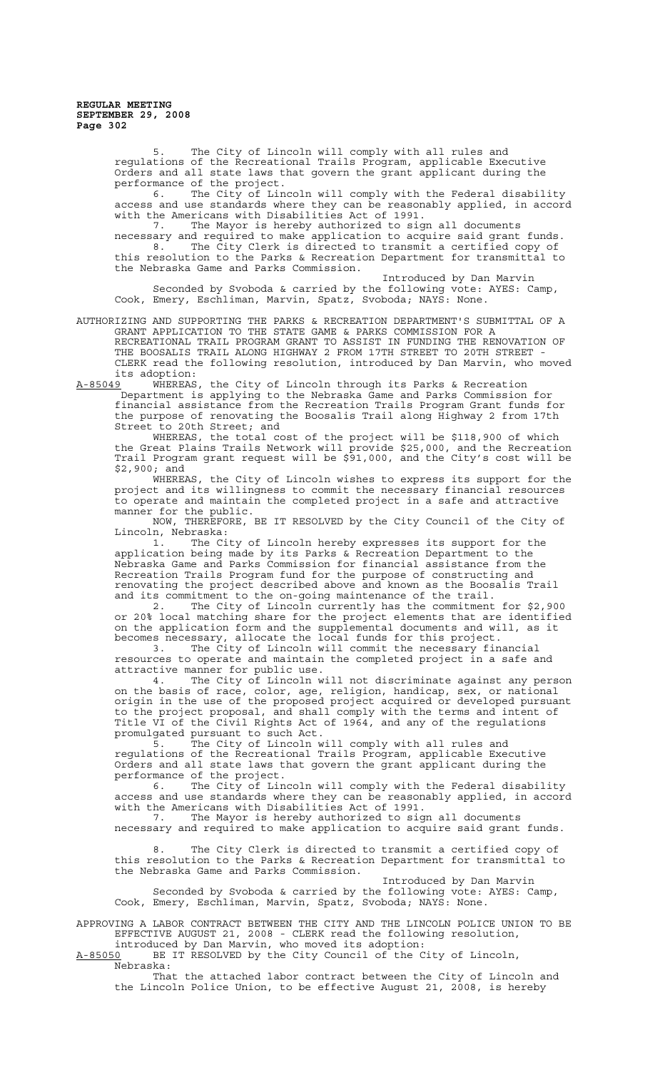5. The City of Lincoln will comply with all rules and regulations of the Recreational Trails Program, applicable Executive Orders and all state laws that govern the grant applicant during the performance of the project.

6. The City of Lincoln will comply with the Federal disability access and use standards where they can be reasonably applied, in accord with the Americans with Disabilities Act of 1991.

7. The Mayor is hereby authorized to sign all documents necessary and required to make application to acquire said grant funds.

8. The City Clerk is directed to transmit a certified copy of this resolution to the Parks & Recreation Department for transmittal to the Nebraska Game and Parks Commission.

Introduced by Dan Marvin

Seconded by Svoboda & carried by the following vote: AYES: Camp, Cook, Emery, Eschliman, Marvin, Spatz, Svoboda; NAYS: None.

AUTHORIZING AND SUPPORTING THE PARKS & RECREATION DEPARTMENT'S SUBMITTAL OF A GRANT APPLICATION TO THE STATE GAME & PARKS COMMISSION FOR A RECREATIONAL TRAIL PROGRAM GRANT TO ASSIST IN FUNDING THE RENOVATION OF THE BOOSALIS TRAIL ALONG HIGHWAY 2 FROM 17TH STREET TO 20TH STREET - CLERK read the following resolution, introduced by Dan Marvin, who moved its adoption:

A-85049 WHEREAS, the City of Lincoln through its Parks & Recreation Department is applying to the Nebraska Game and Parks Commission for financial assistance from the Recreation Trails Program Grant funds for the purpose of renovating the Boosalis Trail along Highway 2 from 17th Street to 20th Street; and

WHEREAS, the total cost of the project will be $118,900 of which the Great Plains Trails Network will provide $25,000, and the Recreation Trail Program grant request will be $91,000, and the City's cost will be $2,900; and

WHEREAS, the City of Lincoln wishes to express its support for the project and its willingness to commit the necessary financial resources to operate and maintain the completed project in a safe and attractive manner for the public.

NOW, THEREFORE, BE IT RESOLVED by the City Council of the City of Lincoln, Nebraska:

1. The City of Lincoln hereby expresses its support for the application being made by its Parks & Recreation Department to the Nebraska Game and Parks Commission for financial assistance from the Recreation Trails Program fund for the purpose of constructing and renovating the project described above and known as the Boosalis Trail and its commitment to the on-going maintenance of the trail.

2. The City of Lincoln currently has the commitment for $2,900 or 20% local matching share for the project elements that are identified on the application form and the supplemental documents and will, as it becomes necessary, allocate the local funds for this project.

3. The City of Lincoln will commit the necessary financial resources to operate and maintain the completed project in a safe and attractive manner for public use.

4. The City of Lincoln will not discriminate against any person on the basis of race, color, age, religion, handicap, sex, or national origin in the use of the proposed project acquired or developed pursuant to the project proposal, and shall comply with the terms and intent of Title VI of the Civil Rights Act of 1964, and any of the regulations promulgated pursuant to such Act.

5. The City of Lincoln will comply with all rules and regulations of the Recreational Trails Program, applicable Executive Orders and all state laws that govern the grant applicant during the performance of the project.

6. The City of Lincoln will comply with the Federal disability access and use standards where they can be reasonably applied, in accord with the Americans with Disabilities Act of 1991.

7. The Mayor is hereby authorized to sign all documents necessary and required to make application to acquire said grant funds.

8. The City Clerk is directed to transmit a certified copy of this resolution to the Parks & Recreation Department for transmittal to the Nebraska Game and Parks Commission.

Introduced by Dan Marvin

Seconded by Svoboda & carried by the following vote: AYES: Camp, Cook, Emery, Eschliman, Marvin, Spatz, Svoboda; NAYS: None.

APPROVING A LABOR CONTRACT BETWEEN THE CITY AND THE LINCOLN POLICE UNION TO BE EFFECTIVE AUGUST 21, 2008 - CLERK read the following resolution, introduced by Dan Marvin, who moved its adoption:

A-85050 BE IT RESOLVED by the City Council of the City of Lincoln, Nebraska:

That the attached labor contract between the City of Lincoln and the Lincoln Police Union, to be effective August 21, 2008, is hereby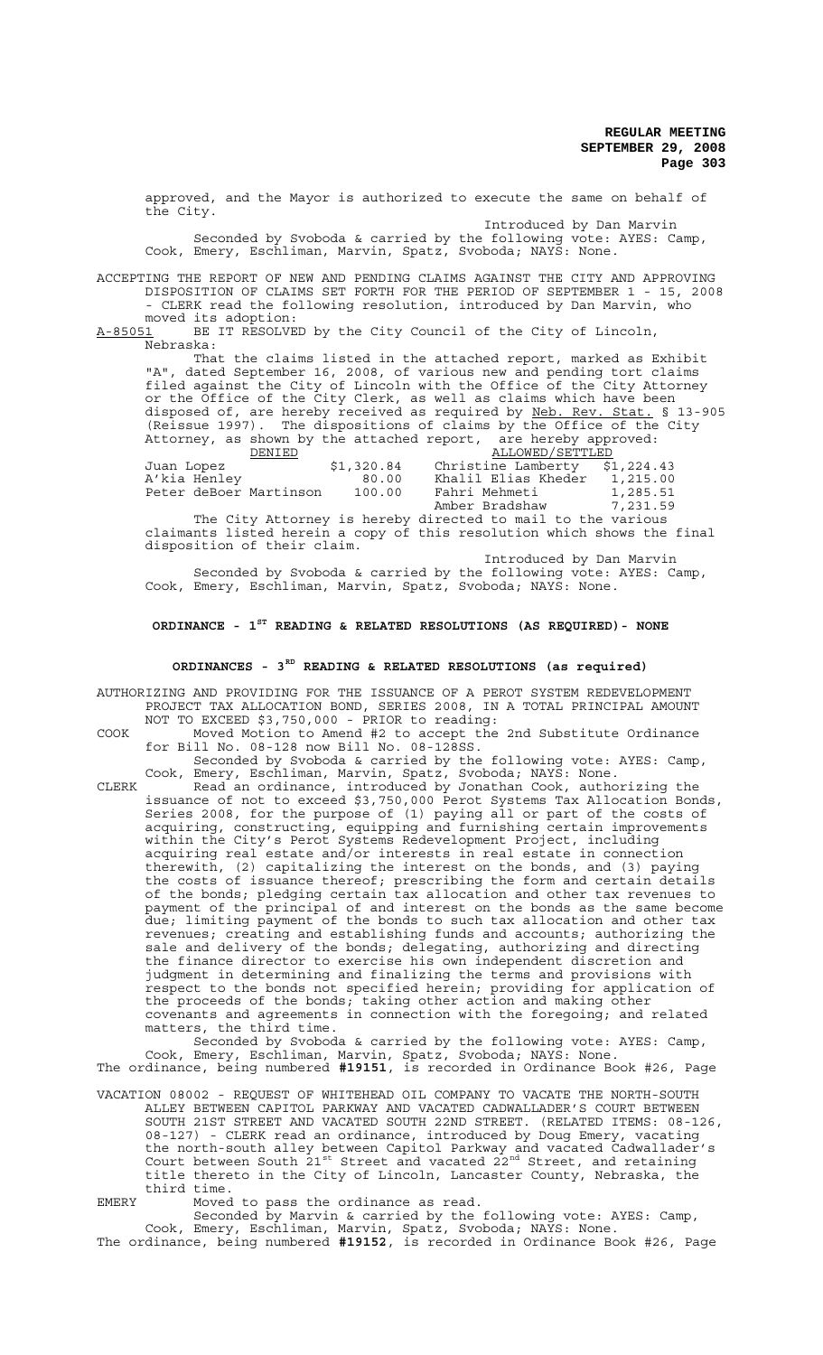approved, and the Mayor is authorized to execute the same on behalf of the City.

Introduced by Dan Marvin

Seconded by Svoboda & carried by the following vote: AYES: Camp, Cook, Emery, Eschliman, Marvin, Spatz, Svoboda; NAYS: None.

ACCEPTING THE REPORT OF NEW AND PENDING CLAIMS AGAINST THE CITY AND APPROVING DISPOSITION OF CLAIMS SET FORTH FOR THE PERIOD OF SEPTEMBER 1 - 15, 2008 - CLERK read the following resolution, introduced by Dan Marvin, who moved its adoption:

A-85051 BE IT RESOLVED by the City Council of the City of Lincoln, Nebraska:

That the claims listed in the attached report, marked as Exhibit "A", dated September 16, 2008, of various new and pending tort claims filed against the City of Lincoln with the Office of the City Attorney or the Office of the City Clerk, as well as claims which have been disposed of, are hereby received as required by Neb. Rev. Stat. § 13-905 (Reissue 1997). The dispositions of claims by the Office of the City Attorney, as shown by the attached report, are hereby approved:

| DENIED | | ALLOWED/SETTLED | |
|---|---|---|---|
| Juan Lopez | $1,320.84 | Christine Lamberty | $1,224.43 |
| A'kia Henley | 80.00 | Khalil Elias Kheder | 1,215.00 |
| Peter deBoer Martinson | 100.00 | Fahri Mehmeti | 1,285.51 |
| | | Amber Bradshaw | 7,231.59 |

The City Attorney is hereby directed to mail to the various claimants listed herein a copy of this resolution which shows the final disposition of their claim.

Introduced by Dan Marvin

Seconded by Svoboda & carried by the following vote: AYES: Camp, Cook, Emery, Eschliman, Marvin, Spatz, Svoboda; NAYS: None.

## ORDINANCE - 1ST READING & RELATED RESOLUTIONS (AS REQUIRED)- NONE

## ORDINANCES - 3RD READING & RELATED RESOLUTIONS (as required)

AUTHORIZING AND PROVIDING FOR THE ISSUANCE OF A PEROT SYSTEM REDEVELOPMENT PROJECT TAX ALLOCATION BOND, SERIES 2008, IN A TOTAL PRINCIPAL AMOUNT NOT TO EXCEED $3,750,000 - PRIOR to reading:

COOK Moved Motion to Amend #2 to accept the 2nd Substitute Ordinance for Bill No. 08-128 now Bill No. 08-128SS.

Seconded by Svoboda & carried by the following vote: AYES: Camp, Cook, Emery, Eschliman, Marvin, Spatz, Svoboda; NAYS: None.

CLERK Read an ordinance, introduced by Jonathan Cook, authorizing the issuance of not to exceed $3,750,000 Perot Systems Tax Allocation Bonds, Series 2008, for the purpose of (1) paying all or part of the costs of acquiring, constructing, equipping and furnishing certain improvements within the City's Perot Systems Redevelopment Project, including acquiring real estate and/or interests in real estate in connection therewith, (2) capitalizing the interest on the bonds, and (3) paying the costs of issuance thereof; prescribing the form and certain details of the bonds; pledging certain tax allocation and other tax revenues to payment of the principal of and interest on the bonds as the same become due; limiting payment of the bonds to such tax allocation and other tax revenues; creating and establishing funds and accounts; authorizing the sale and delivery of the bonds; delegating, authorizing and directing the finance director to exercise his own independent discretion and judgment in determining and finalizing the terms and provisions with respect to the bonds not specified herein; providing for application of the proceeds of the bonds; taking other action and making other covenants and agreements in connection with the foregoing; and related matters, the third time.

Seconded by Svoboda & carried by the following vote: AYES: Camp, Cook, Emery, Eschliman, Marvin, Spatz, Svoboda; NAYS: None.

The ordinance, being numbered **#19151**, is recorded in Ordinance Book #26, Page

VACATION 08002 - REQUEST OF WHITEHEAD OIL COMPANY TO VACATE THE NORTH-SOUTH ALLEY BETWEEN CAPITOL PARKWAY AND VACATED CADWALLADER'S COURT BETWEEN SOUTH 21ST STREET AND VACATED SOUTH 22ND STREET. (RELATED ITEMS: 08-126, 08-127) - CLERK read an ordinance, introduced by Doug Emery, vacating the north-south alley between Capitol Parkway and vacated Cadwallader's Court between South 21st Street and vacated 22nd Street, and retaining title thereto in the City of Lincoln, Lancaster County, Nebraska, the third time.

EMERY Moved to pass the ordinance as read.

Seconded by Marvin & carried by the following vote: AYES: Camp, Cook, Emery, Eschliman, Marvin, Spatz, Svoboda; NAYS: None.

The ordinance, being numbered **#19152**, is recorded in Ordinance Book #26, Page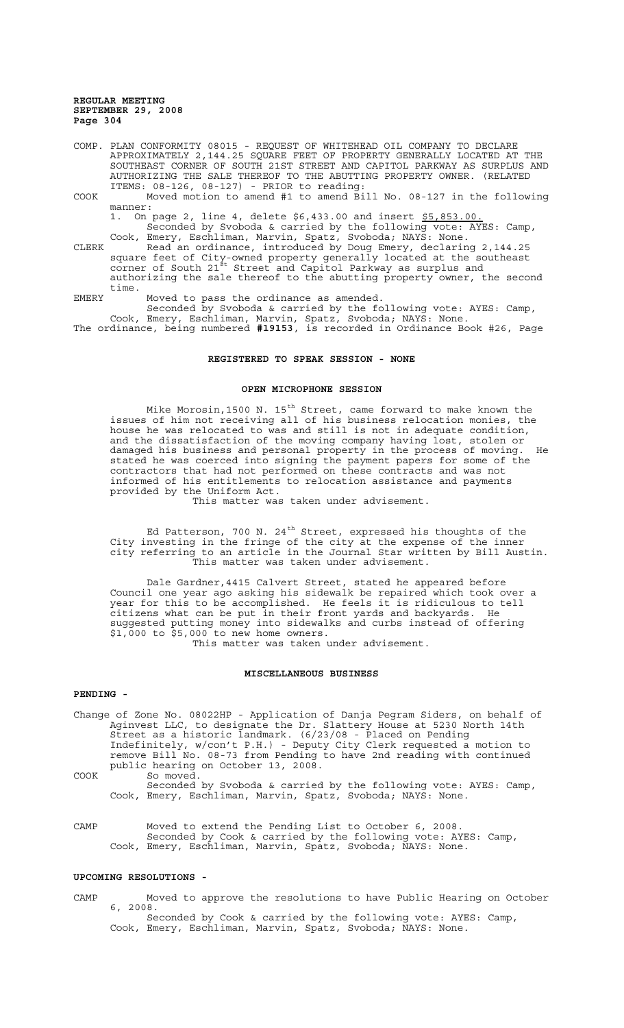COMP. PLAN CONFORMITY 08015 - REQUEST OF WHITEHEAD OIL COMPANY TO DECLARE APPROXIMATELY 2,144.25 SQUARE FEET OF PROPERTY GENERALLY LOCATED AT THE SOUTHEAST CORNER OF SOUTH 21ST STREET AND CAPITOL PARKWAY AS SURPLUS AND AUTHORIZING THE SALE THEREOF TO THE ABUTTING PROPERTY OWNER. (RELATED ITEMS: 08-126, 08-127) - PRIOR to reading:

COOK Moved motion to amend #1 to amend Bill No. 08-127 in the following manner:

1. On page 2, line 4, delete $6,433.00 and insert $5,853.00.

Seconded by Svoboda & carried by the following vote: AYES: Camp, Cook, Emery, Eschliman, Marvin, Spatz, Svoboda; NAYS: None.

CLERK Read an ordinance, introduced by Doug Emery, declaring 2,144.25 square feet of City-owned property generally located at the southeast corner of South 21st Street and Capitol Parkway as surplus and authorizing the sale thereof to the abutting property owner, the second time.

EMERY Moved to pass the ordinance as amended.

Seconded by Svoboda & carried by the following vote: AYES: Camp, Cook, Emery, Eschliman, Marvin, Spatz, Svoboda; NAYS: None.

The ordinance, being numbered **#19153**, is recorded in Ordinance Book #26, Page

## REGISTERED TO SPEAK SESSION - NONE

## OPEN MICROPHONE SESSION

Mike Morosin,1500 N. 15th Street, came forward to make known the issues of him not receiving all of his business relocation monies, the house he was relocated to was and still is not in adequate condition, and the dissatisfaction of the moving company having lost, stolen or damaged his business and personal property in the process of moving. He stated he was coerced into signing the payment papers for some of the contractors that had not performed on these contracts and was not informed of his entitlements to relocation assistance and payments provided by the Uniform Act.

This matter was taken under advisement.

Ed Patterson, 700 N. 24th Street, expressed his thoughts of the City investing in the fringe of the city at the expense of the inner city referring to an article in the Journal Star written by Bill Austin.

This matter was taken under advisement.

Dale Gardner,4415 Calvert Street, stated he appeared before Council one year ago asking his sidewalk be repaired which took over a year for this to be accomplished. He feels it is ridiculous to tell citizens what can be put in their front yards and backyards. He suggested putting money into sidewalks and curbs instead of offering $1,000 to $5,000 to new home owners.

This matter was taken under advisement.

## MISCELLANEOUS BUSINESS

**PENDING -**

Change of Zone No. 08022HP - Application of Danja Pegram Siders, on behalf of Aginvest LLC, to designate the Dr. Slattery House at 5230 North 14th Street as a historic landmark. (6/23/08 - Placed on Pending Indefinitely, w/con't P.H.) - Deputy City Clerk requested a motion to remove Bill No. 08-73 from Pending to have 2nd reading with continued public hearing on October 13, 2008.

COOK So moved.

Seconded by Svoboda & carried by the following vote: AYES: Camp, Cook, Emery, Eschliman, Marvin, Spatz, Svoboda; NAYS: None.

CAMP Moved to extend the Pending List to October 6, 2008.

Seconded by Cook & carried by the following vote: AYES: Camp, Cook, Emery, Eschliman, Marvin, Spatz, Svoboda; NAYS: None.

**UPCOMING RESOLUTIONS -**

CAMP Moved to approve the resolutions to have Public Hearing on October 6, 2008.

Seconded by Cook & carried by the following vote: AYES: Camp, Cook, Emery, Eschliman, Marvin, Spatz, Svoboda; NAYS: None.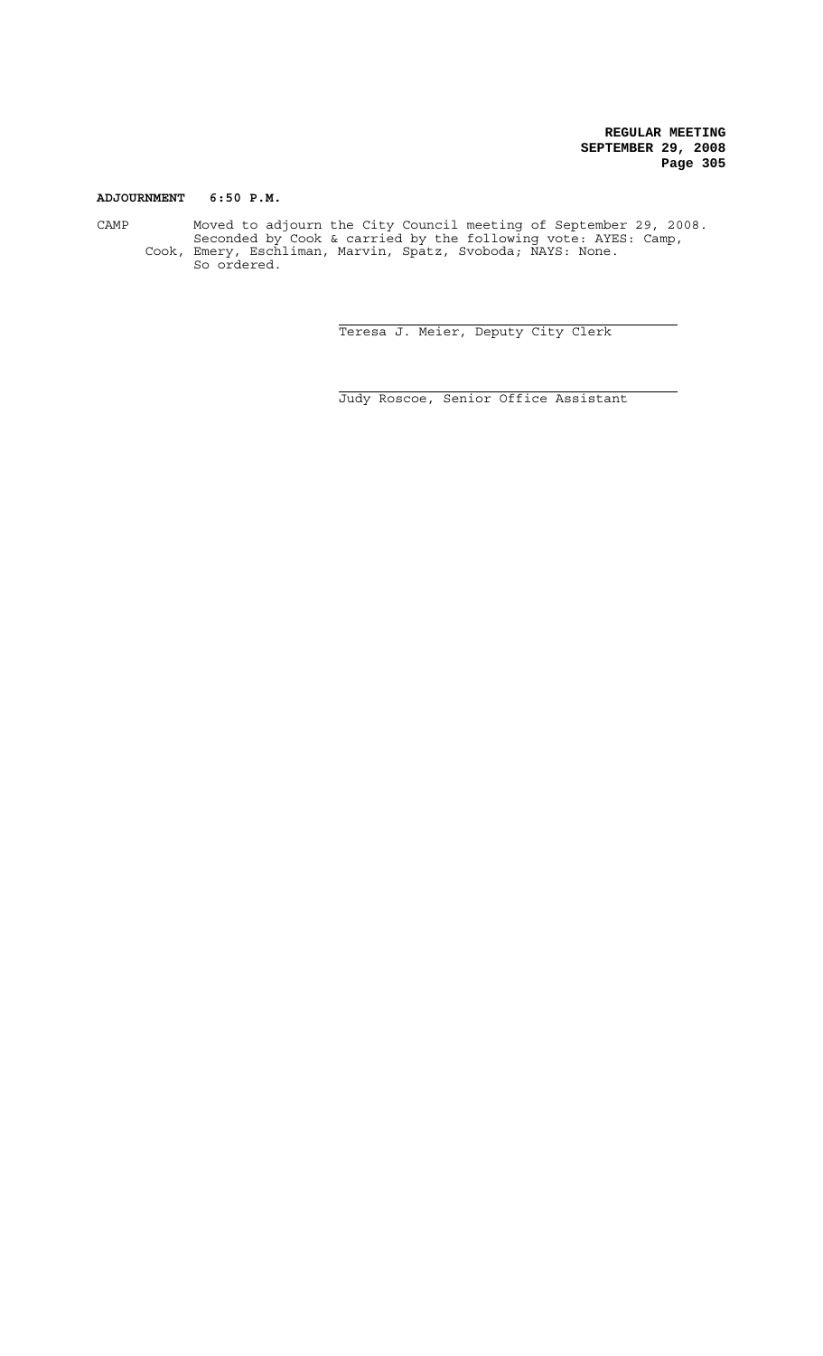**ADJOURNMENT 6:50 P.M.**

CAMP Moved to adjourn the City Council meeting of September 29, 2008. Seconded by Cook & carried by the following vote: AYES: Camp, Cook, Emery, Eschliman, Marvin, Spatz, Svoboda; NAYS: None. So ordered.

Teresa J. Meier, Deputy City Clerk

Judy Roscoe, Senior Office Assistant